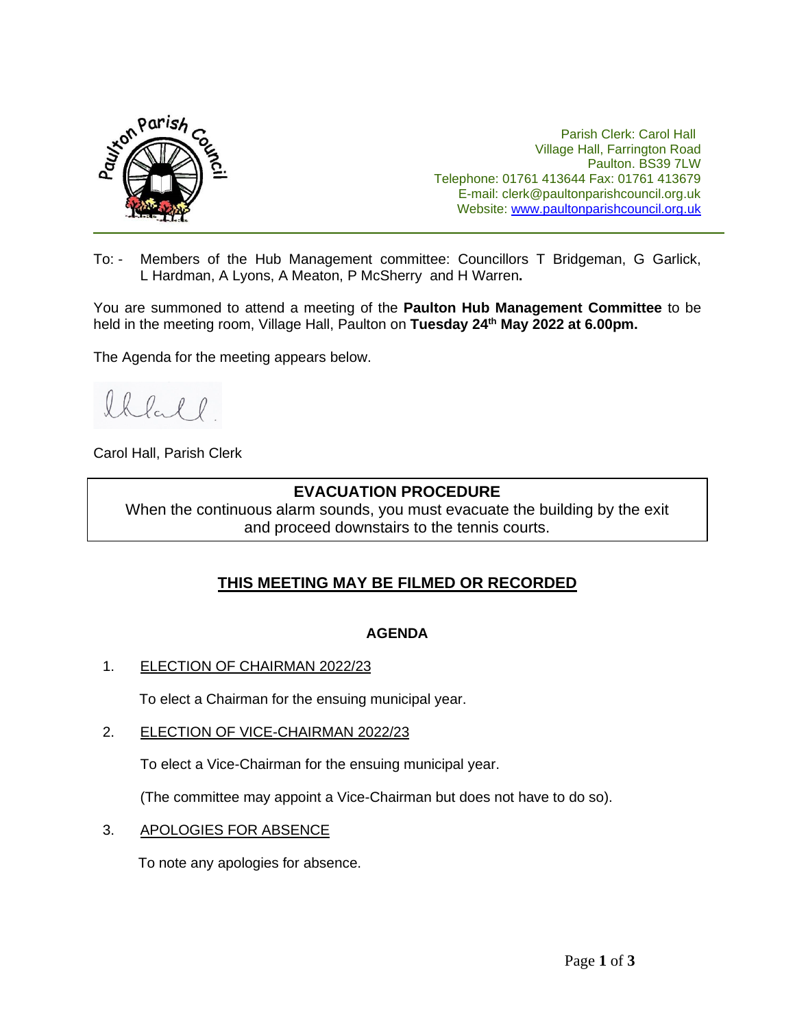Parish Clerk: Carol Hall
Village Hall, Farrington Road
Paulton. BS39 7LW
Telephone: 01761 413644 Fax: 01761 413679
E-mail: clerk@paultonparishcouncil.org.uk
Website: www.paultonparishcouncil.org.uk

To: - Members of the Hub Management committee: Councillors T Bridgeman, G Garlick, L Hardman, A Lyons, A Meaton, P McSherry and H Warren**.**

You are summoned to attend a meeting of the **Paulton Hub Management Committee** to be held in the meeting room, Village Hall, Paulton on **Tuesday 24th May 2022 at 6.00pm.**

The Agenda for the meeting appears below.

Carol Hall, Parish Clerk

**EVACUATION PROCEDURE**

When the continuous alarm sounds, you must evacuate the building by the exit and proceed downstairs to the tennis courts.

## THIS MEETING MAY BE FILMED OR RECORDED

### AGENDA

1. ELECTION OF CHAIRMAN 2022/23

   To elect a Chairman for the ensuing municipal year.

2. ELECTION OF VICE-CHAIRMAN 2022/23

   To elect a Vice-Chairman for the ensuing municipal year.

   (The committee may appoint a Vice-Chairman but does not have to do so).

3. APOLOGIES FOR ABSENCE

   To note any apologies for absence.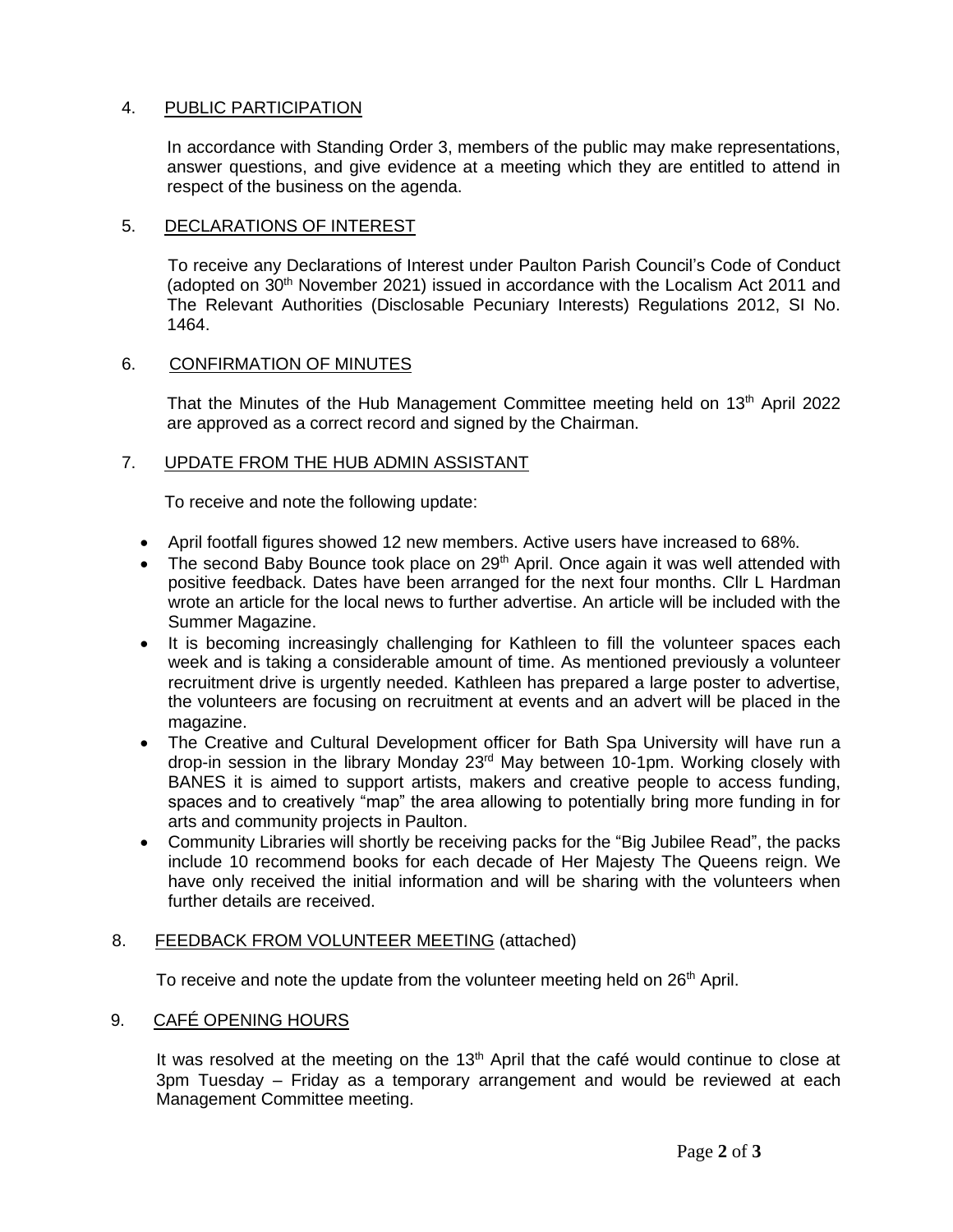## 4. PUBLIC PARTICIPATION

In accordance with Standing Order 3, members of the public may make representations, answer questions, and give evidence at a meeting which they are entitled to attend in respect of the business on the agenda.

## 5. DECLARATIONS OF INTEREST

To receive any Declarations of Interest under Paulton Parish Council's Code of Conduct (adopted on 30th November 2021) issued in accordance with the Localism Act 2011 and The Relevant Authorities (Disclosable Pecuniary Interests) Regulations 2012, SI No. 1464.

## 6. CONFIRMATION OF MINUTES

That the Minutes of the Hub Management Committee meeting held on 13th April 2022 are approved as a correct record and signed by the Chairman.

## 7. UPDATE FROM THE HUB ADMIN ASSISTANT

To receive and note the following update:

- April footfall figures showed 12 new members. Active users have increased to 68%.
- The second Baby Bounce took place on 29th April. Once again it was well attended with positive feedback. Dates have been arranged for the next four months. Cllr L Hardman wrote an article for the local news to further advertise. An article will be included with the Summer Magazine.
- It is becoming increasingly challenging for Kathleen to fill the volunteer spaces each week and is taking a considerable amount of time. As mentioned previously a volunteer recruitment drive is urgently needed. Kathleen has prepared a large poster to advertise, the volunteers are focusing on recruitment at events and an advert will be placed in the magazine.
- The Creative and Cultural Development officer for Bath Spa University will have run a drop-in session in the library Monday 23rd May between 10-1pm. Working closely with BANES it is aimed to support artists, makers and creative people to access funding, spaces and to creatively "map" the area allowing to potentially bring more funding in for arts and community projects in Paulton.
- Community Libraries will shortly be receiving packs for the "Big Jubilee Read", the packs include 10 recommend books for each decade of Her Majesty The Queens reign. We have only received the initial information and will be sharing with the volunteers when further details are received.

## 8. FEEDBACK FROM VOLUNTEER MEETING (attached)

To receive and note the update from the volunteer meeting held on 26th April.

## 9. CAFÉ OPENING HOURS

It was resolved at the meeting on the 13th April that the café would continue to close at 3pm Tuesday – Friday as a temporary arrangement and would be reviewed at each Management Committee meeting.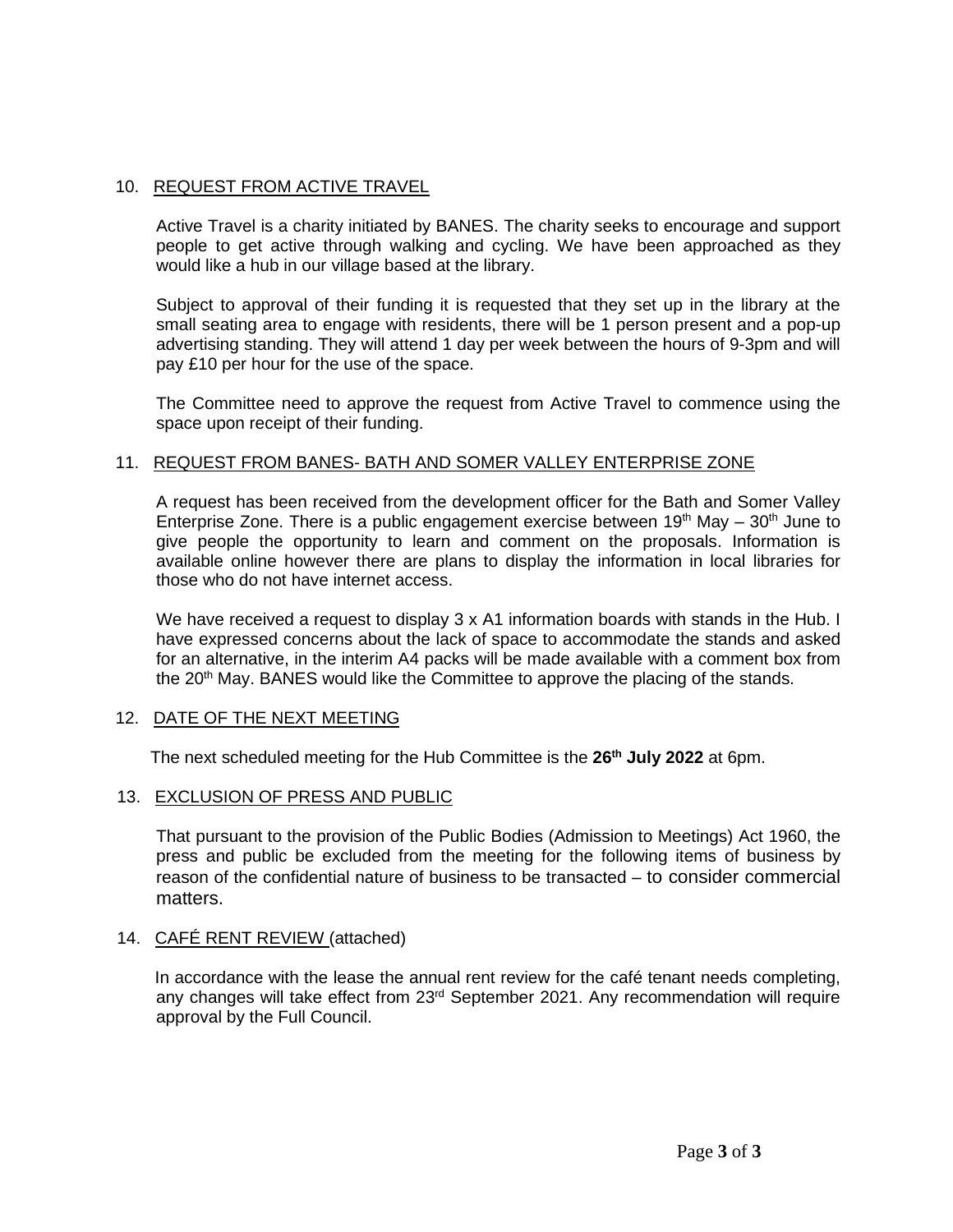10. <u>REQUEST FROM ACTIVE TRAVEL</u>

    Active Travel is a charity initiated by BANES. The charity seeks to encourage and support people to get active through walking and cycling. We have been approached as they would like a hub in our village based at the library.

    Subject to approval of their funding it is requested that they set up in the library at the small seating area to engage with residents, there will be 1 person present and a pop-up advertising standing. They will attend 1 day per week between the hours of 9-3pm and will pay £10 per hour for the use of the space.

    The Committee need to approve the request from Active Travel to commence using the space upon receipt of their funding.

11. <u>REQUEST FROM BANES- BATH AND SOMER VALLEY ENTERPRISE ZONE</u>

    A request has been received from the development officer for the Bath and Somer Valley Enterprise Zone. There is a public engagement exercise between 19th May – 30th June to give people the opportunity to learn and comment on the proposals. Information is available online however there are plans to display the information in local libraries for those who do not have internet access.

    We have received a request to display 3 x A1 information boards with stands in the Hub. I have expressed concerns about the lack of space to accommodate the stands and asked for an alternative, in the interim A4 packs will be made available with a comment box from the 20th May. BANES would like the Committee to approve the placing of the stands.

12. <u>DATE OF THE NEXT MEETING</u>

    The next scheduled meeting for the Hub Committee is the **26th July 2022** at 6pm.

13. <u>EXCLUSION OF PRESS AND PUBLIC</u>

    That pursuant to the provision of the Public Bodies (Admission to Meetings) Act 1960, the press and public be excluded from the meeting for the following items of business by reason of the confidential nature of business to be transacted – to consider commercial matters.

14. <u>CAFÉ RENT REVIEW</u> (attached)

    In accordance with the lease the annual rent review for the café tenant needs completing, any changes will take effect from 23rd September 2021. Any recommendation will require approval by the Full Council.